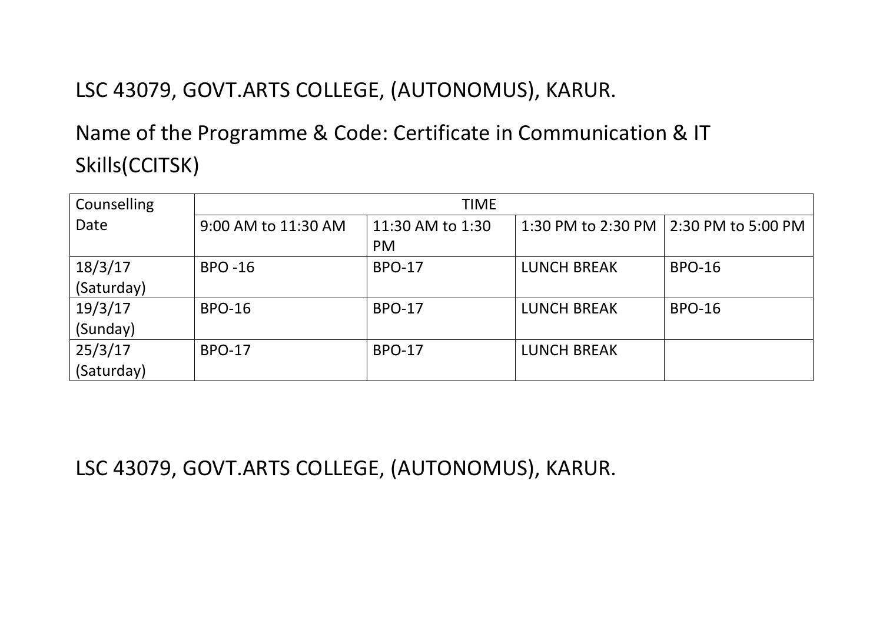LSC 43079, GOVT.ARTS COLLEGE, (AUTONOMUS), KARUR.

Name of the Programme & Code: Certificate in Communication & IT Skills(CCITSK)

| Counselling Date | TIME | | | |
|---|---|---|---|---|
| | 9:00 AM to 11:30 AM | 11:30 AM to 1:30 PM | 1:30 PM to 2:30 PM | 2:30 PM to 5:00 PM |
| 18/3/17 (Saturday) | BPO -16 | BPO-17 | LUNCH BREAK | BPO-16 |
| 19/3/17 (Sunday) | BPO-16 | BPO-17 | LUNCH BREAK | BPO-16 |
| 25/3/17 (Saturday) | BPO-17 | BPO-17 | LUNCH BREAK | |

LSC 43079, GOVT.ARTS COLLEGE, (AUTONOMUS), KARUR.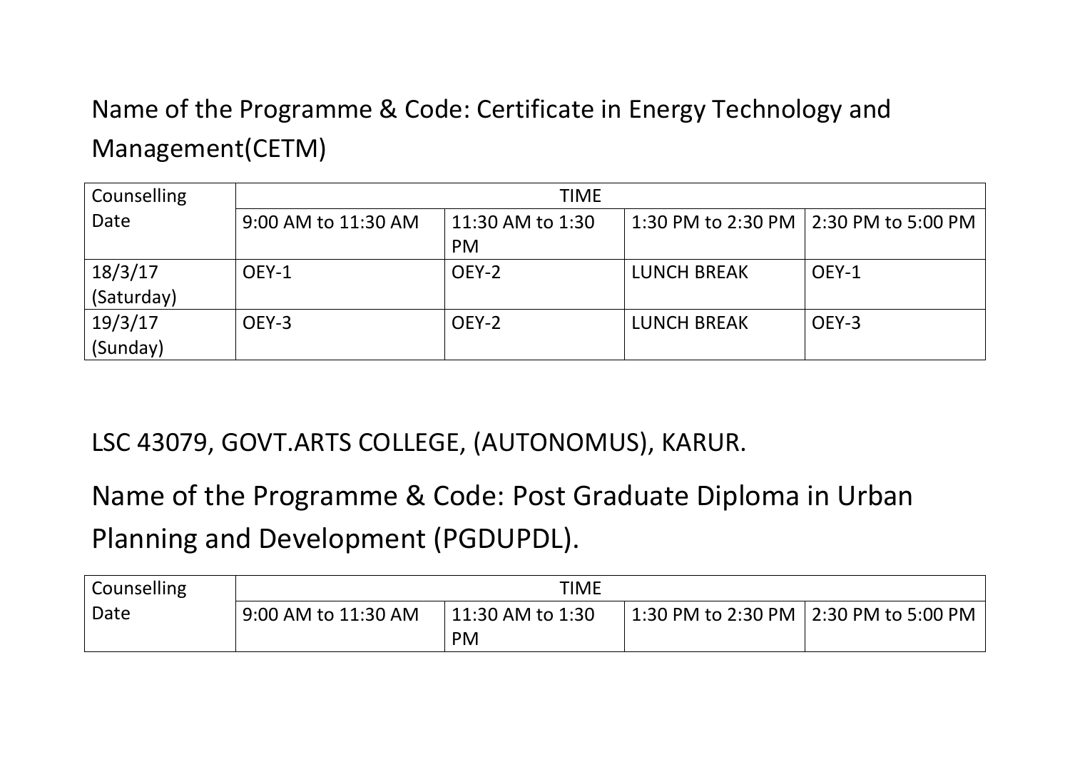Name of the Programme & Code: Certificate in Energy Technology and Management(CETM)

| Counselling Date | TIME | | | |
|---|---|---|---|---|
| | 9:00 AM to 11:30 AM | 11:30 AM to 1:30 PM | 1:30 PM to 2:30 PM | 2:30 PM to 5:00 PM |
| 18/3/17 (Saturday) | OEY-1 | OEY-2 | LUNCH BREAK | OEY-1 |
| 19/3/17 (Sunday) | OEY-3 | OEY-2 | LUNCH BREAK | OEY-3 |

LSC 43079, GOVT.ARTS COLLEGE, (AUTONOMUS), KARUR.

Name of the Programme & Code: Post Graduate Diploma in Urban Planning and Development (PGDUPDL).

| Counselling Date | TIME | | | |
|---|---|---|---|---|
| | 9:00 AM to 11:30 AM | 11:30 AM to 1:30 PM | 1:30 PM to 2:30 PM | 2:30 PM to 5:00 PM |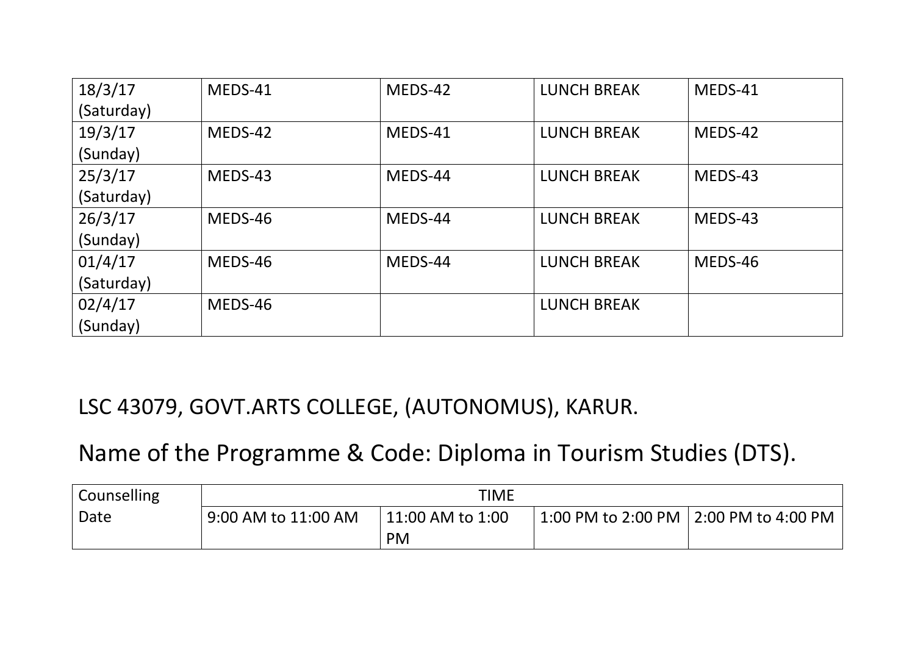| | | | | |
|---|---|---|---|---|
| 18/3/17 (Saturday) | MEDS-41 | MEDS-42 | LUNCH BREAK | MEDS-41 |
| 19/3/17 (Sunday) | MEDS-42 | MEDS-41 | LUNCH BREAK | MEDS-42 |
| 25/3/17 (Saturday) | MEDS-43 | MEDS-44 | LUNCH BREAK | MEDS-43 |
| 26/3/17 (Sunday) | MEDS-46 | MEDS-44 | LUNCH BREAK | MEDS-43 |
| 01/4/17 (Saturday) | MEDS-46 | MEDS-44 | LUNCH BREAK | MEDS-46 |
| 02/4/17 (Sunday) | MEDS-46 | | LUNCH BREAK | |

## LSC 43079, GOVT.ARTS COLLEGE, (AUTONOMUS), KARUR.

## Name of the Programme & Code: Diploma in Tourism Studies (DTS).

| Counselling Date | TIME | | | |
|---|---|---|---|---|
| | 9:00 AM to 11:00 AM | 11:00 AM to 1:00 PM | 1:00 PM to 2:00 PM | 2:00 PM to 4:00 PM |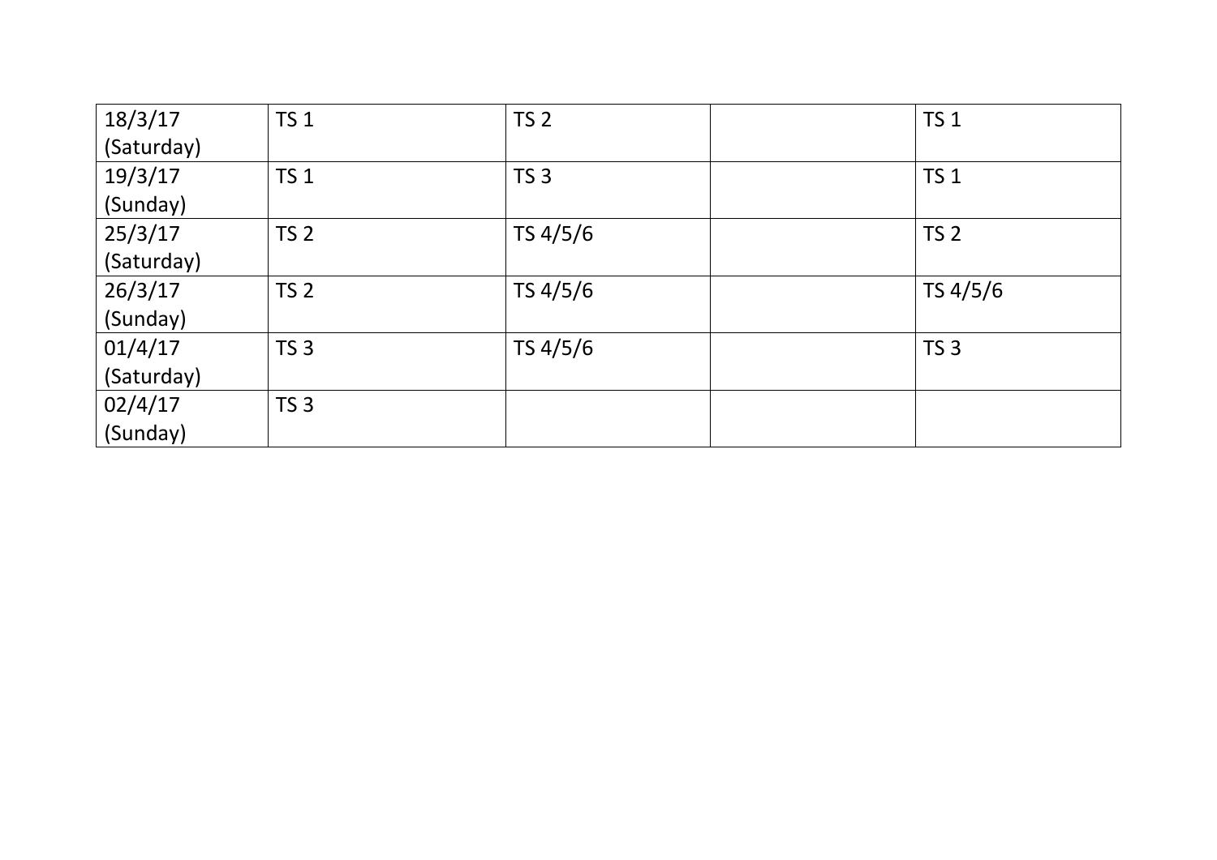| | | | | |
|---|---|---|---|---|
| 18/3/17 (Saturday) | TS 1 | TS 2 | | TS 1 |
| 19/3/17 (Sunday) | TS 1 | TS 3 | | TS 1 |
| 25/3/17 (Saturday) | TS 2 | TS 4/5/6 | | TS 2 |
| 26/3/17 (Sunday) | TS 2 | TS 4/5/6 | | TS 4/5/6 |
| 01/4/17 (Saturday) | TS 3 | TS 4/5/6 | | TS 3 |
| 02/4/17 (Sunday) | TS 3 | | | |